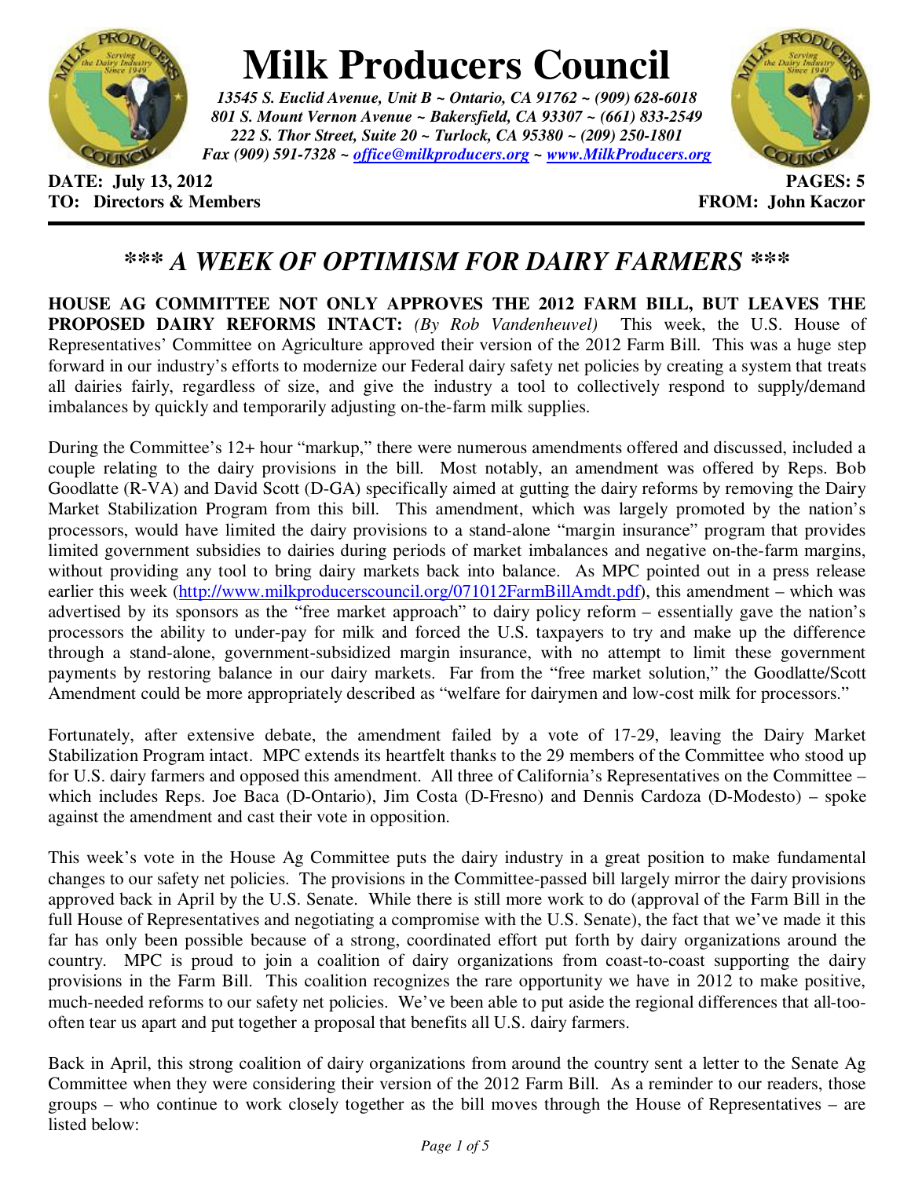# Milk Producers Council

*13545 S. Euclid Avenue, Unit B ~ Ontario, CA 91762 ~ (909) 628-6018*
*801 S. Mount Vernon Avenue ~ Bakersfield, CA 93307 ~ (661) 833-2549*
*222 S. Thor Street, Suite 20 ~ Turlock, CA 95380 ~ (209) 250-1801*
*Fax (909) 591-7328 ~ office@milkproducers.org ~ www.MilkProducers.org*

**DATE: July 13, 2012** **PAGES: 5**
**TO: Directors & Members** **FROM: John Kaczor**

---

## *\*\*\* A WEEK OF OPTIMISM FOR DAIRY FARMERS \*\*\**

**HOUSE AG COMMITTEE NOT ONLY APPROVES THE 2012 FARM BILL, BUT LEAVES THE PROPOSED DAIRY REFORMS INTACT:** *(By Rob Vandenheuvel)* This week, the U.S. House of Representatives' Committee on Agriculture approved their version of the 2012 Farm Bill. This was a huge step forward in our industry's efforts to modernize our Federal dairy safety net policies by creating a system that treats all dairies fairly, regardless of size, and give the industry a tool to collectively respond to supply/demand imbalances by quickly and temporarily adjusting on-the-farm milk supplies.

During the Committee's 12+ hour "markup," there were numerous amendments offered and discussed, included a couple relating to the dairy provisions in the bill. Most notably, an amendment was offered by Reps. Bob Goodlatte (R-VA) and David Scott (D-GA) specifically aimed at gutting the dairy reforms by removing the Dairy Market Stabilization Program from this bill. This amendment, which was largely promoted by the nation's processors, would have limited the dairy provisions to a stand-alone "margin insurance" program that provides limited government subsidies to dairies during periods of market imbalances and negative on-the-farm margins, without providing any tool to bring dairy markets back into balance. As MPC pointed out in a press release earlier this week (http://www.milkproducerscouncil.org/071012FarmBillAmdt.pdf), this amendment – which was advertised by its sponsors as the "free market approach" to dairy policy reform – essentially gave the nation's processors the ability to under-pay for milk and forced the U.S. taxpayers to try and make up the difference through a stand-alone, government-subsidized margin insurance, with no attempt to limit these government payments by restoring balance in our dairy markets. Far from the "free market solution," the Goodlatte/Scott Amendment could be more appropriately described as "welfare for dairymen and low-cost milk for processors."

Fortunately, after extensive debate, the amendment failed by a vote of 17-29, leaving the Dairy Market Stabilization Program intact. MPC extends its heartfelt thanks to the 29 members of the Committee who stood up for U.S. dairy farmers and opposed this amendment. All three of California's Representatives on the Committee – which includes Reps. Joe Baca (D-Ontario), Jim Costa (D-Fresno) and Dennis Cardoza (D-Modesto) – spoke against the amendment and cast their vote in opposition.

This week's vote in the House Ag Committee puts the dairy industry in a great position to make fundamental changes to our safety net policies. The provisions in the Committee-passed bill largely mirror the dairy provisions approved back in April by the U.S. Senate. While there is still more work to do (approval of the Farm Bill in the full House of Representatives and negotiating a compromise with the U.S. Senate), the fact that we've made it this far has only been possible because of a strong, coordinated effort put forth by dairy organizations around the country. MPC is proud to join a coalition of dairy organizations from coast-to-coast supporting the dairy provisions in the Farm Bill. This coalition recognizes the rare opportunity we have in 2012 to make positive, much-needed reforms to our safety net policies. We've been able to put aside the regional differences that all-too-often tear us apart and put together a proposal that benefits all U.S. dairy farmers.

Back in April, this strong coalition of dairy organizations from around the country sent a letter to the Senate Ag Committee when they were considering their version of the 2012 Farm Bill. As a reminder to our readers, those groups – who continue to work closely together as the bill moves through the House of Representatives – are listed below: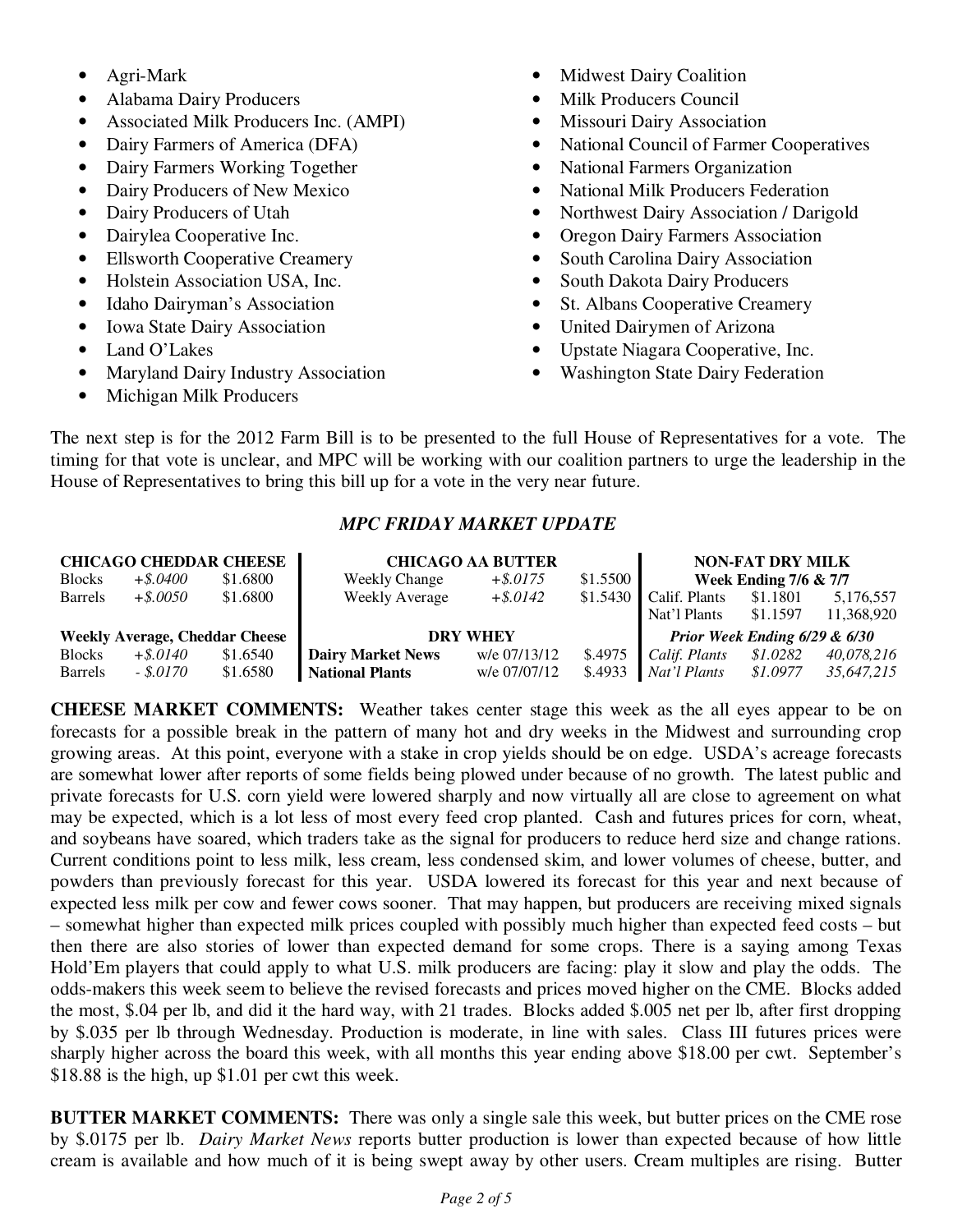- Agri-Mark
- Alabama Dairy Producers
- Associated Milk Producers Inc. (AMPI)
- Dairy Farmers of America (DFA)
- Dairy Farmers Working Together
- Dairy Producers of New Mexico
- Dairy Producers of Utah
- Dairylea Cooperative Inc.
- Ellsworth Cooperative Creamery
- Holstein Association USA, Inc.
- Idaho Dairyman's Association
- Iowa State Dairy Association
- Land O'Lakes
- Maryland Dairy Industry Association
- Michigan Milk Producers
- Midwest Dairy Coalition
- Milk Producers Council
- Missouri Dairy Association
- National Council of Farmer Cooperatives
- National Farmers Organization
- National Milk Producers Federation
- Northwest Dairy Association / Darigold
- Oregon Dairy Farmers Association
- South Carolina Dairy Association
- South Dakota Dairy Producers
- St. Albans Cooperative Creamery
- United Dairymen of Arizona
- Upstate Niagara Cooperative, Inc.
- Washington State Dairy Federation

The next step is for the 2012 Farm Bill is to be presented to the full House of Representatives for a vote. The timing for that vote is unclear, and MPC will be working with our coalition partners to urge the leadership in the House of Representatives to bring this bill up for a vote in the very near future.

### *MPC FRIDAY MARKET UPDATE*

| **CHICAGO CHEDDAR CHEESE** | | | **CHICAGO AA BUTTER** | | | **NON-FAT DRY MILK** | | |
|---|---|---|---|---|---|---|---|---|
| | | | | | | **Week Ending 7/6 & 7/7** | | |
| Blocks | *+$.0400* | $1.6800 | Weekly Change | *+$.0175* | $1.5500 | Calif. Plants | $1.1801 | 5,176,557 |
| Barrels | *+$.0050* | $1.6800 | Weekly Average | *+$.0142* | $1.5430 | Nat'l Plants | $1.1597 | 11,368,920 |
| **Weekly Average, Cheddar Cheese** | | | **DRY WHEY** | | | ***Prior Week Ending 6/29 & 6/30*** | | |
| Blocks | *+$.0140* | $1.6540 | **Dairy Market News** | w/e 07/13/12 | $.4975 | *Calif. Plants* | *$1.0282* | *40,078,216* |
| Barrels | *- $.0170* | $1.6580 | **National Plants** | w/e 07/07/12 | $.4933 | *Nat'l Plants* | *$1.0977* | *35,647,215* |

**CHEESE MARKET COMMENTS:** Weather takes center stage this week as the all eyes appear to be on forecasts for a possible break in the pattern of many hot and dry weeks in the Midwest and surrounding crop growing areas. At this point, everyone with a stake in crop yields should be on edge. USDA's acreage forecasts are somewhat lower after reports of some fields being plowed under because of no growth. The latest public and private forecasts for U.S. corn yield were lowered sharply and now virtually all are close to agreement on what may be expected, which is a lot less of most every feed crop planted. Cash and futures prices for corn, wheat, and soybeans have soared, which traders take as the signal for producers to reduce herd size and change rations. Current conditions point to less milk, less cream, less condensed skim, and lower volumes of cheese, butter, and powders than previously forecast for this year. USDA lowered its forecast for this year and next because of expected less milk per cow and fewer cows sooner. That may happen, but producers are receiving mixed signals – somewhat higher than expected milk prices coupled with possibly much higher than expected feed costs – but then there are also stories of lower than expected demand for some crops. There is a saying among Texas Hold'Em players that could apply to what U.S. milk producers are facing: play it slow and play the odds. The odds-makers this week seem to believe the revised forecasts and prices moved higher on the CME. Blocks added the most, $.04 per lb, and did it the hard way, with 21 trades. Blocks added $.005 net per lb, after first dropping by $.035 per lb through Wednesday. Production is moderate, in line with sales. Class III futures prices were sharply higher across the board this week, with all months this year ending above $18.00 per cwt. September's $18.88 is the high, up $1.01 per cwt this week.

**BUTTER MARKET COMMENTS:** There was only a single sale this week, but butter prices on the CME rose by $.0175 per lb. *Dairy Market News* reports butter production is lower than expected because of how little cream is available and how much of it is being swept away by other users. Cream multiples are rising. Butter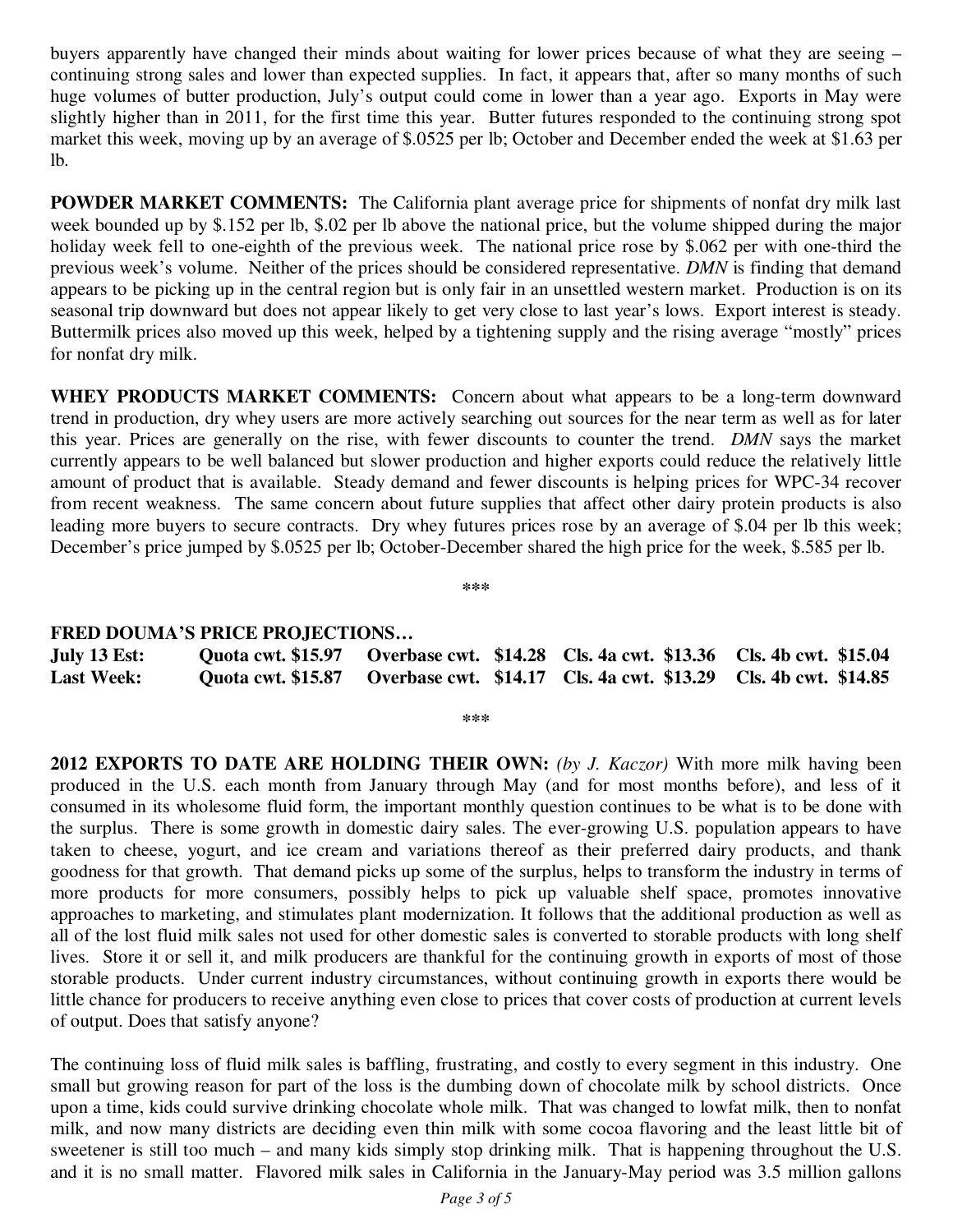buyers apparently have changed their minds about waiting for lower prices because of what they are seeing – continuing strong sales and lower than expected supplies. In fact, it appears that, after so many months of such huge volumes of butter production, July's output could come in lower than a year ago. Exports in May were slightly higher than in 2011, for the first time this year. Butter futures responded to the continuing strong spot market this week, moving up by an average of $.0525 per lb; October and December ended the week at $1.63 per lb.

**POWDER MARKET COMMENTS:** The California plant average price for shipments of nonfat dry milk last week bounded up by $.152 per lb, $.02 per lb above the national price, but the volume shipped during the major holiday week fell to one-eighth of the previous week. The national price rose by $.062 per with one-third the previous week's volume. Neither of the prices should be considered representative. *DMN* is finding that demand appears to be picking up in the central region but is only fair in an unsettled western market. Production is on its seasonal trip downward but does not appear likely to get very close to last year's lows. Export interest is steady. Buttermilk prices also moved up this week, helped by a tightening supply and the rising average "mostly" prices for nonfat dry milk.

**WHEY PRODUCTS MARKET COMMENTS:** Concern about what appears to be a long-term downward trend in production, dry whey users are more actively searching out sources for the near term as well as for later this year. Prices are generally on the rise, with fewer discounts to counter the trend. *DMN* says the market currently appears to be well balanced but slower production and higher exports could reduce the relatively little amount of product that is available. Steady demand and fewer discounts is helping prices for WPC-34 recover from recent weakness. The same concern about future supplies that affect other dairy protein products is also leading more buyers to secure contracts. Dry whey futures prices rose by an average of $.04 per lb this week; December's price jumped by $.0525 per lb; October-December shared the high price for the week, $.585 per lb.

\*\*\*

**FRED DOUMA'S PRICE PROJECTIONS…**

| | | | | |
|---|---|---|---|---|
| **July 13 Est:** | **Quota cwt. $15.97** | **Overbase cwt. $14.28** | **Cls. 4a cwt. $13.36** | **Cls. 4b cwt. $15.04** |
| **Last Week:** | **Quota cwt. $15.87** | **Overbase cwt. $14.17** | **Cls. 4a cwt. $13.29** | **Cls. 4b cwt. $14.85** |

\*\*\*

**2012 EXPORTS TO DATE ARE HOLDING THEIR OWN:** *(by J. Kaczor)* With more milk having been produced in the U.S. each month from January through May (and for most months before), and less of it consumed in its wholesome fluid form, the important monthly question continues to be what is to be done with the surplus. There is some growth in domestic dairy sales. The ever-growing U.S. population appears to have taken to cheese, yogurt, and ice cream and variations thereof as their preferred dairy products, and thank goodness for that growth. That demand picks up some of the surplus, helps to transform the industry in terms of more products for more consumers, possibly helps to pick up valuable shelf space, promotes innovative approaches to marketing, and stimulates plant modernization. It follows that the additional production as well as all of the lost fluid milk sales not used for other domestic sales is converted to storable products with long shelf lives. Store it or sell it, and milk producers are thankful for the continuing growth in exports of most of those storable products. Under current industry circumstances, without continuing growth in exports there would be little chance for producers to receive anything even close to prices that cover costs of production at current levels of output. Does that satisfy anyone?

The continuing loss of fluid milk sales is baffling, frustrating, and costly to every segment in this industry. One small but growing reason for part of the loss is the dumbing down of chocolate milk by school districts. Once upon a time, kids could survive drinking chocolate whole milk. That was changed to lowfat milk, then to nonfat milk, and now many districts are deciding even thin milk with some cocoa flavoring and the least little bit of sweetener is still too much – and many kids simply stop drinking milk. That is happening throughout the U.S. and it is no small matter. Flavored milk sales in California in the January-May period was 3.5 million gallons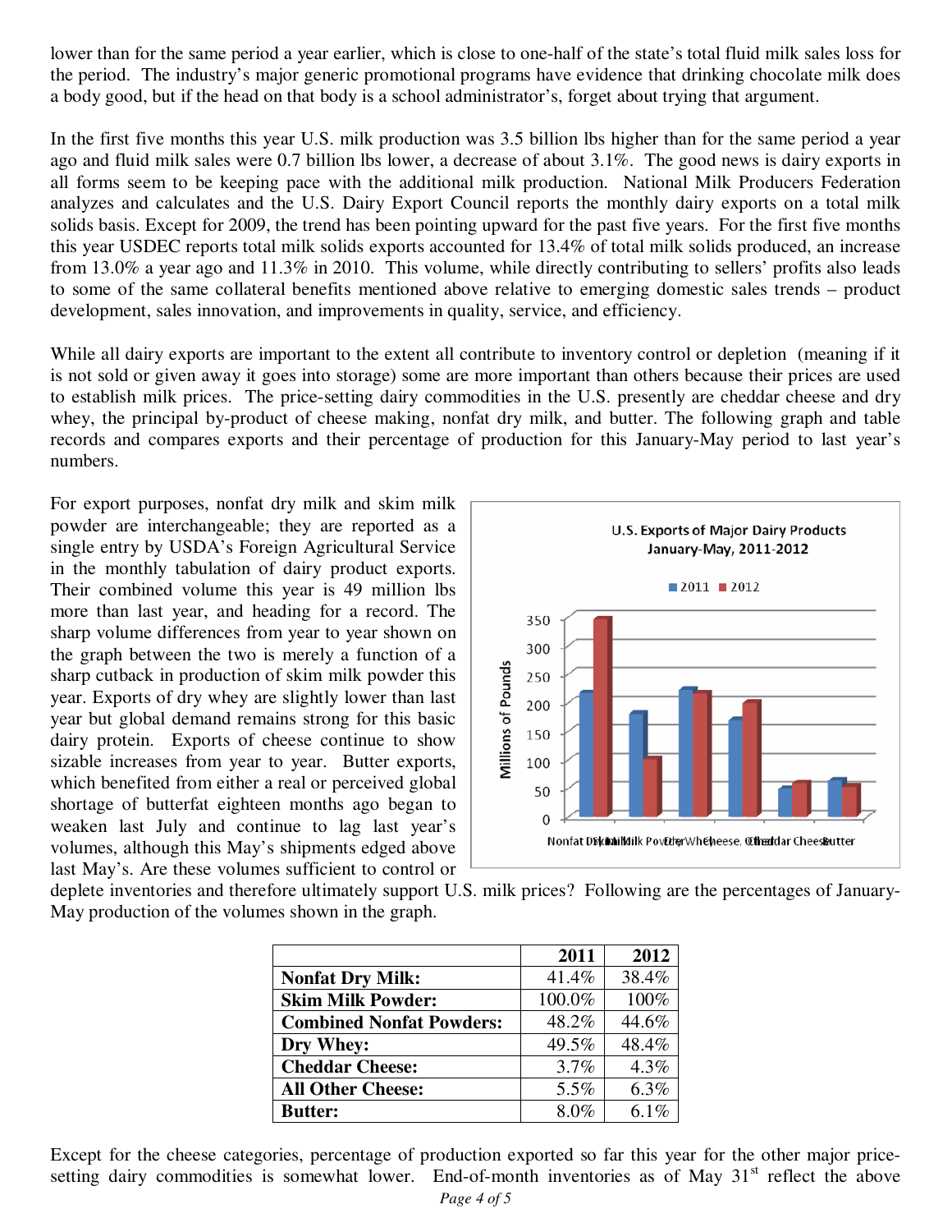lower than for the same period a year earlier, which is close to one-half of the state's total fluid milk sales loss for the period. The industry's major generic promotional programs have evidence that drinking chocolate milk does a body good, but if the head on that body is a school administrator's, forget about trying that argument.

In the first five months this year U.S. milk production was 3.5 billion lbs higher than for the same period a year ago and fluid milk sales were 0.7 billion lbs lower, a decrease of about 3.1%. The good news is dairy exports in all forms seem to be keeping pace with the additional milk production. National Milk Producers Federation analyzes and calculates and the U.S. Dairy Export Council reports the monthly dairy exports on a total milk solids basis. Except for 2009, the trend has been pointing upward for the past five years. For the first five months this year USDEC reports total milk solids exports accounted for 13.4% of total milk solids produced, an increase from 13.0% a year ago and 11.3% in 2010. This volume, while directly contributing to sellers' profits also leads to some of the same collateral benefits mentioned above relative to emerging domestic sales trends – product development, sales innovation, and improvements in quality, service, and efficiency.

While all dairy exports are important to the extent all contribute to inventory control or depletion (meaning if it is not sold or given away it goes into storage) some are more important than others because their prices are used to establish milk prices. The price-setting dairy commodities in the U.S. presently are cheddar cheese and dry whey, the principal by-product of cheese making, nonfat dry milk, and butter. The following graph and table records and compares exports and their percentage of production for this January-May period to last year's numbers.

For export purposes, nonfat dry milk and skim milk powder are interchangeable; they are reported as a single entry by USDA's Foreign Agricultural Service in the monthly tabulation of dairy product exports. Their combined volume this year is 49 million lbs more than last year, and heading for a record. The sharp volume differences from year to year shown on the graph between the two is merely a function of a sharp cutback in production of skim milk powder this year. Exports of dry whey are slightly lower than last year but global demand remains strong for this basic dairy protein. Exports of cheese continue to show sizable increases from year to year. Butter exports, which benefited from either a real or perceived global shortage of butterfat eighteen months ago began to weaken last July and continue to lag last year's volumes, although this May's shipments edged above last May's. Are these volumes sufficient to control or deplete inventories and therefore ultimately support U.S. milk prices? Following are the percentages of January-May production of the volumes shown in the graph.

**U.S. Exports of Major Dairy Products January-May, 2011-2012**

(Millions of Pounds; categories: Nonfat Dry Milk, Skim Milk Powder, Dry Whey, Cheese, Other, Cheddar Cheese, Butter; series: 2011, 2012)

| | 2011 | 2012 |
|---|---|---|
| **Nonfat Dry Milk:** | 41.4% | 38.4% |
| **Skim Milk Powder:** | 100.0% | 100% |
| **Combined Nonfat Powders:** | 48.2% | 44.6% |
| **Dry Whey:** | 49.5% | 48.4% |
| **Cheddar Cheese:** | 3.7% | 4.3% |
| **All Other Cheese:** | 5.5% | 6.3% |
| **Butter:** | 8.0% | 6.1% |

Except for the cheese categories, percentage of production exported so far this year for the other major price-setting dairy commodities is somewhat lower. End-of-month inventories as of May 31st reflect the above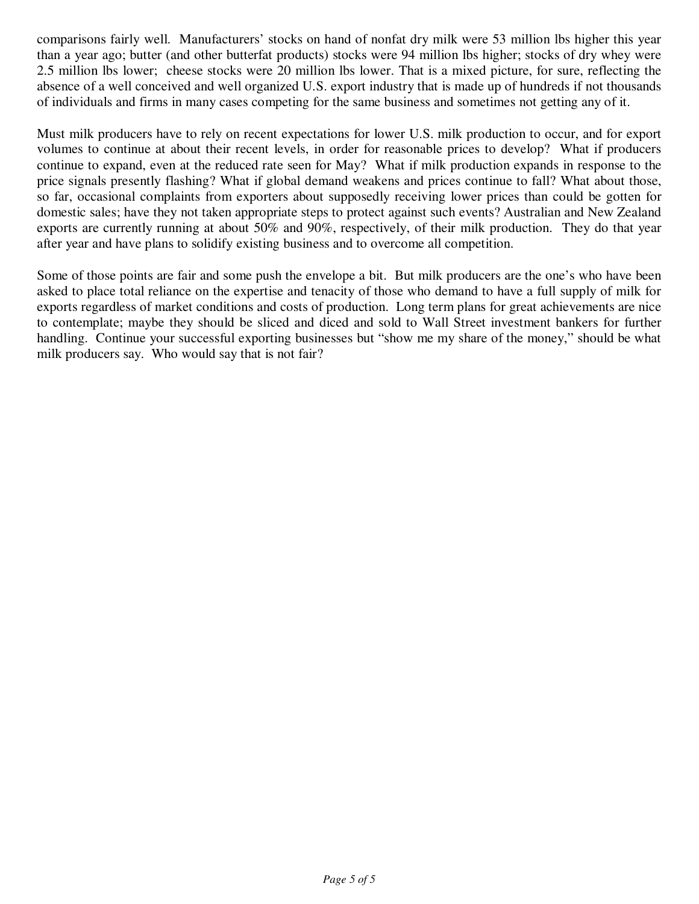comparisons fairly well. Manufacturers' stocks on hand of nonfat dry milk were 53 million lbs higher this year than a year ago; butter (and other butterfat products) stocks were 94 million lbs higher; stocks of dry whey were 2.5 million lbs lower; cheese stocks were 20 million lbs lower. That is a mixed picture, for sure, reflecting the absence of a well conceived and well organized U.S. export industry that is made up of hundreds if not thousands of individuals and firms in many cases competing for the same business and sometimes not getting any of it.

Must milk producers have to rely on recent expectations for lower U.S. milk production to occur, and for export volumes to continue at about their recent levels, in order for reasonable prices to develop? What if producers continue to expand, even at the reduced rate seen for May? What if milk production expands in response to the price signals presently flashing? What if global demand weakens and prices continue to fall? What about those, so far, occasional complaints from exporters about supposedly receiving lower prices than could be gotten for domestic sales; have they not taken appropriate steps to protect against such events? Australian and New Zealand exports are currently running at about 50% and 90%, respectively, of their milk production. They do that year after year and have plans to solidify existing business and to overcome all competition.

Some of those points are fair and some push the envelope a bit. But milk producers are the one's who have been asked to place total reliance on the expertise and tenacity of those who demand to have a full supply of milk for exports regardless of market conditions and costs of production. Long term plans for great achievements are nice to contemplate; maybe they should be sliced and diced and sold to Wall Street investment bankers for further handling. Continue your successful exporting businesses but "show me my share of the money," should be what milk producers say. Who would say that is not fair?